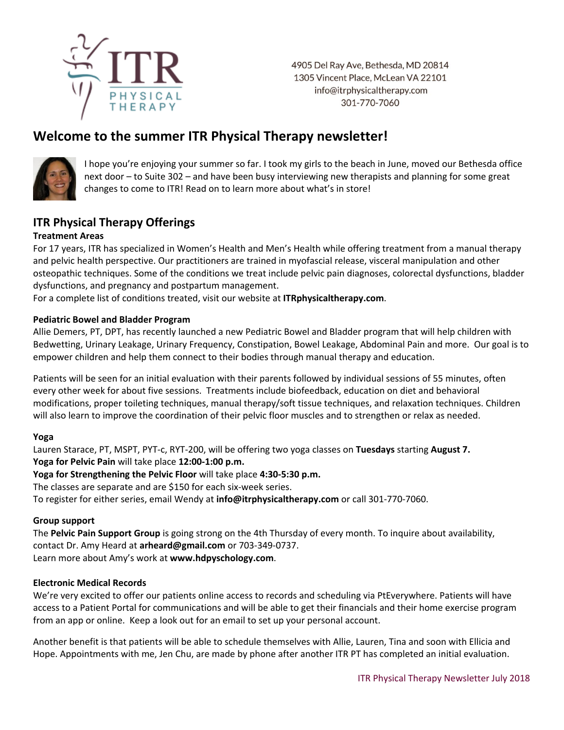ITR PHYSICAL THERAPY

4905 Del Ray Ave, Bethesda, MD 20814
1305 Vincent Place, McLean VA 22101
info@itrphysicaltherapy.com
301-770-7060

# Welcome to the summer ITR Physical Therapy newsletter!

I hope you're enjoying your summer so far. I took my girls to the beach in June, moved our Bethesda office next door – to Suite 302 – and have been busy interviewing new therapists and planning for some great changes to come to ITR! Read on to learn more about what's in store!

## ITR Physical Therapy Offerings

### Treatment Areas

For 17 years, ITR has specialized in Women's Health and Men's Health while offering treatment from a manual therapy and pelvic health perspective. Our practitioners are trained in myofascial release, visceral manipulation and other osteopathic techniques. Some of the conditions we treat include pelvic pain diagnoses, colorectal dysfunctions, bladder dysfunctions, and pregnancy and postpartum management.
For a complete list of conditions treated, visit our website at **ITRphysicaltherapy.com**.

### Pediatric Bowel and Bladder Program

Allie Demers, PT, DPT, has recently launched a new Pediatric Bowel and Bladder program that will help children with Bedwetting, Urinary Leakage, Urinary Frequency, Constipation, Bowel Leakage, Abdominal Pain and more. Our goal is to empower children and help them connect to their bodies through manual therapy and education.

Patients will be seen for an initial evaluation with their parents followed by individual sessions of 55 minutes, often every other week for about five sessions. Treatments include biofeedback, education on diet and behavioral modifications, proper toileting techniques, manual therapy/soft tissue techniques, and relaxation techniques. Children will also learn to improve the coordination of their pelvic floor muscles and to strengthen or relax as needed.

### Yoga

Lauren Starace, PT, MSPT, PYT-c, RYT-200, will be offering two yoga classes on **Tuesdays** starting **August 7.**
**Yoga for Pelvic Pain** will take place **12:00-1:00 p.m.**
**Yoga for Strengthening the Pelvic Floor** will take place **4:30-5:30 p.m.**
The classes are separate and are $150 for each six-week series.
To register for either series, email Wendy at **info@itrphysicaltherapy.com** or call 301-770-7060.

### Group support

The **Pelvic Pain Support Group** is going strong on the 4th Thursday of every month. To inquire about availability, contact Dr. Amy Heard at **arheard@gmail.com** or 703-349-0737.
Learn more about Amy's work at **www.hdpyschology.com**.

### Electronic Medical Records

We're very excited to offer our patients online access to records and scheduling via PtEverywhere. Patients will have access to a Patient Portal for communications and will be able to get their financials and their home exercise program from an app or online. Keep a look out for an email to set up your personal account.

Another benefit is that patients will be able to schedule themselves with Allie, Lauren, Tina and soon with Ellicia and Hope. Appointments with me, Jen Chu, are made by phone after another ITR PT has completed an initial evaluation.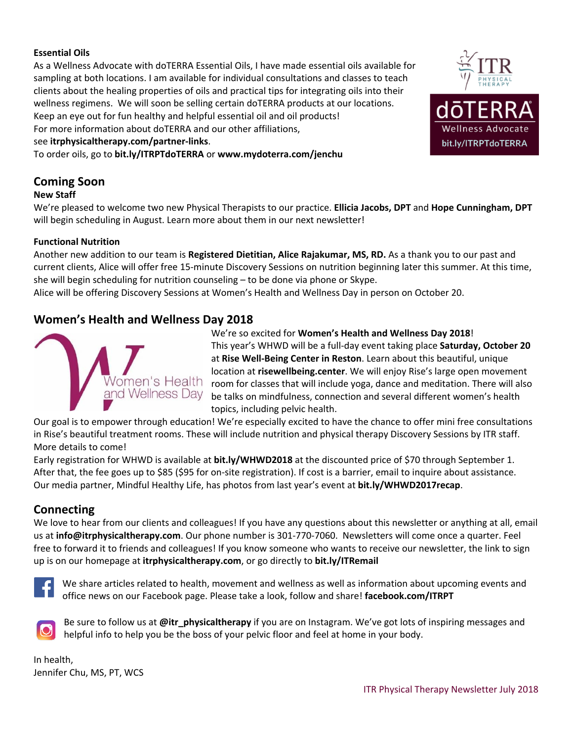**Essential Oils**

As a Wellness Advocate with doTERRA Essential Oils, I have made essential oils available for sampling at both locations. I am available for individual consultations and classes to teach clients about the healing properties of oils and practical tips for integrating oils into their wellness regimens. We will soon be selling certain doTERRA products at our locations. Keep an eye out for fun healthy and helpful essential oil and oil products!
For more information about doTERRA and our other affiliations, see **itrphysicaltherapy.com/partner-links**.
To order oils, go to **bit.ly/ITRPTdoTERRA** or **www.mydoterra.com/jenchu**

ITR PHYSICAL THERAPY

dōTERRA Wellness Advocate bit.ly/ITRPTdoTERRA

## Coming Soon

**New Staff**

We're pleased to welcome two new Physical Therapists to our practice. **Ellicia Jacobs, DPT** and **Hope Cunningham, DPT** will begin scheduling in August. Learn more about them in our next newsletter!

**Functional Nutrition**

Another new addition to our team is **Registered Dietitian, Alice Rajakumar, MS, RD.** As a thank you to our past and current clients, Alice will offer free 15-minute Discovery Sessions on nutrition beginning later this summer. At this time, she will begin scheduling for nutrition counseling – to be done via phone or Skype.
Alice will be offering Discovery Sessions at Women's Health and Wellness Day in person on October 20.

## Women's Health and Wellness Day 2018

Women's Health and Wellness Day

We're so excited for **Women's Health and Wellness Day 2018**!
This year's WHWD will be a full-day event taking place **Saturday, October 20** at **Rise Well-Being Center in Reston**. Learn about this beautiful, unique location at **risewellbeing.center**. We will enjoy Rise's large open movement room for classes that will include yoga, dance and meditation. There will also be talks on mindfulness, connection and several different women's health topics, including pelvic health.

Our goal is to empower through education! We're especially excited to have the chance to offer mini free consultations in Rise's beautiful treatment rooms. These will include nutrition and physical therapy Discovery Sessions by ITR staff. More details to come!

Early registration for WHWD is available at **bit.ly/WHWD2018** at the discounted price of $70 through September 1. After that, the fee goes up to $85 ($95 for on-site registration). If cost is a barrier, email to inquire about assistance.
Our media partner, Mindful Healthy Life, has photos from last year's event at **bit.ly/WHWD2017recap**.

## Connecting

We love to hear from our clients and colleagues! If you have any questions about this newsletter or anything at all, email us at **info@itrphysicaltherapy.com**. Our phone number is 301-770-7060. Newsletters will come once a quarter. Feel free to forward it to friends and colleagues! If you know someone who wants to receive our newsletter, the link to sign up is on our homepage at **itrphysicaltherapy.com**, or go directly to **bit.ly/ITRemail**

We share articles related to health, movement and wellness as well as information about upcoming events and office news on our Facebook page. Please take a look, follow and share! **facebook.com/ITRPT**

Be sure to follow us at **@itr_physicaltherapy** if you are on Instagram. We've got lots of inspiring messages and helpful info to help you be the boss of your pelvic floor and feel at home in your body.

In health,
Jennifer Chu, MS, PT, WCS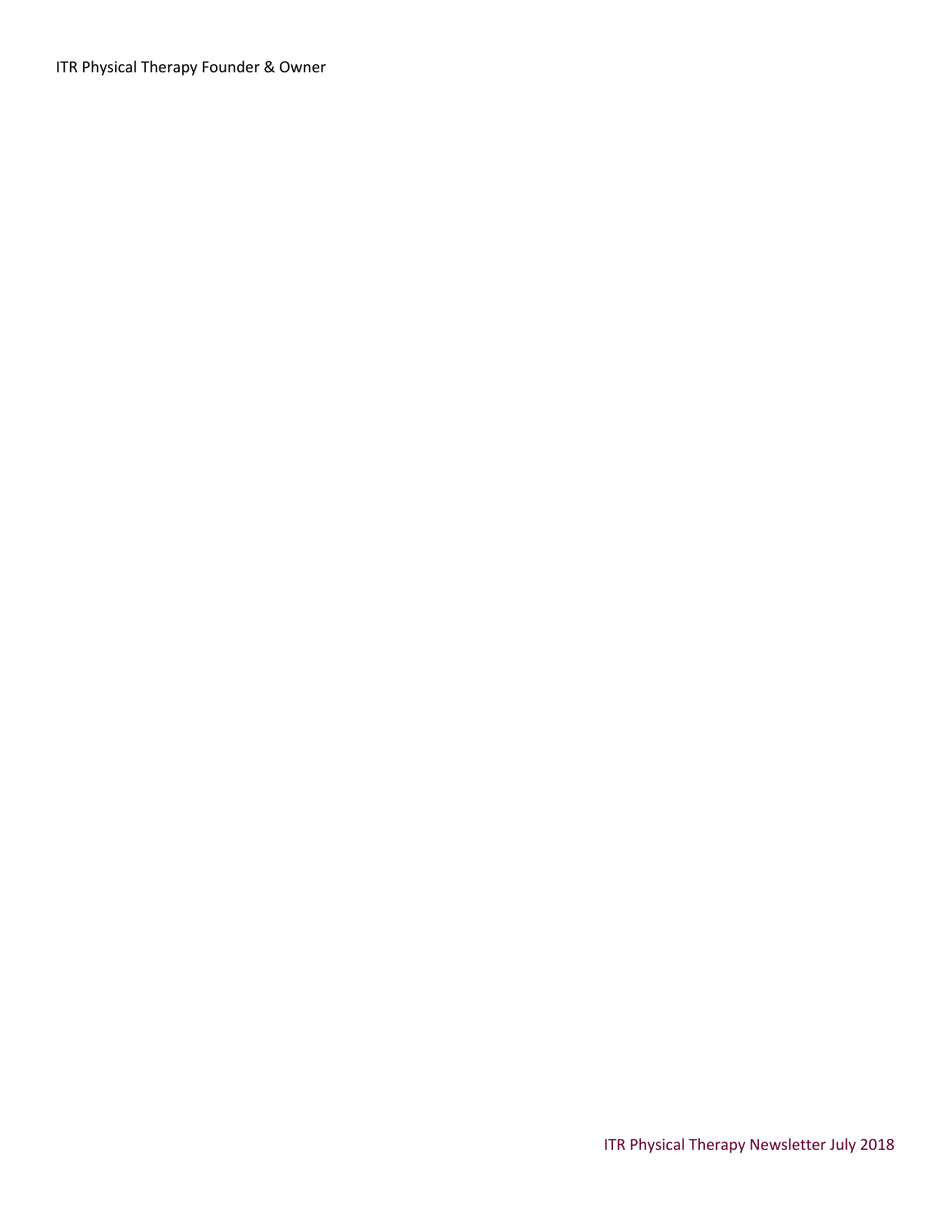ITR Physical Therapy Founder & Owner